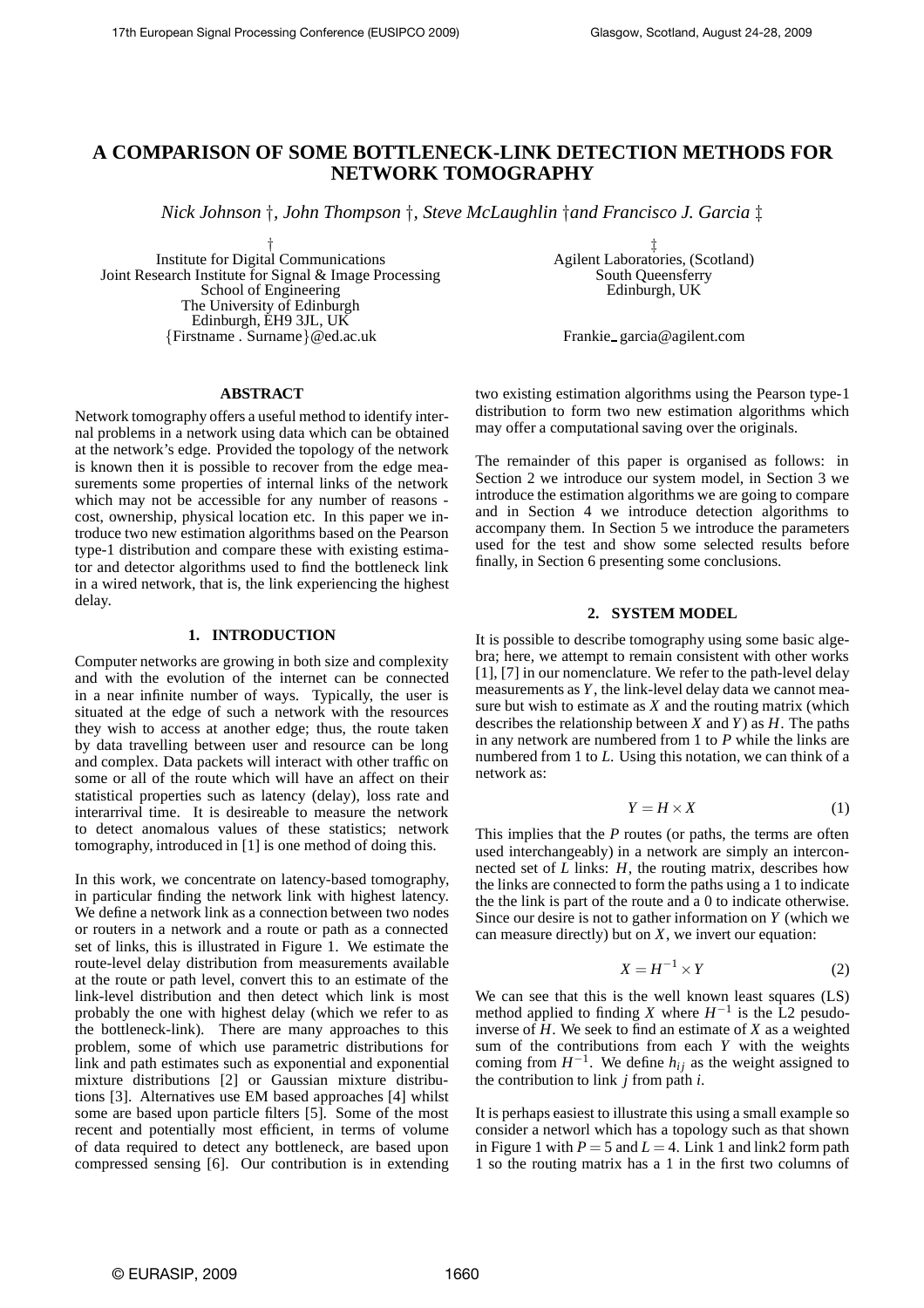# A COMPARISON OF SOME BOTTLENECK-LINK DETECTION METHODS FOR NETWORK TOMOGRAPHY

*Nick Johnson* †, *John Thompson* †, *Steve McLaughlin* †*and Francisco J. Garcia* ‡

† Institute for Digital Communications
Joint Research Institute for Signal & Image Processing
School of Engineering
The University of Edinburgh
Edinburgh, EH9 3JL, UK
{Firstname . Surname}@ed.ac.uk

‡ Agilent Laboratories, (Scotland)
South Queensferry
Edinburgh, UK

Frankie_garcia@agilent.com

## ABSTRACT

Network tomography offers a useful method to identify internal problems in a network using data which can be obtained at the network's edge. Provided the topology of the network is known then it is possible to recover from the edge measurements some properties of internal links of the network which may not be accessible for any number of reasons - cost, ownership, physical location etc. In this paper we introduce two new estimation algorithms based on the Pearson type-1 distribution and compare these with existing estimator and detector algorithms used to find the bottleneck link in a wired network, that is, the link experiencing the highest delay.

## 1. INTRODUCTION

Computer networks are growing in both size and complexity and with the evolution of the internet can be connected in a near infinite number of ways. Typically, the user is situated at the edge of such a network with the resources they wish to access at another edge; thus, the route taken by data travelling between user and resource can be long and complex. Data packets will interact with other traffic on some or all of the route which will have an affect on their statistical properties such as latency (delay), loss rate and interarrival time. It is desireable to measure the network to detect anomalous values of these statistics; network tomography, introduced in [1] is one method of doing this.

In this work, we concentrate on latency-based tomography, in particular finding the network link with highest latency. We define a network link as a connection between two nodes or routers in a network and a route or path as a connected set of links, this is illustrated in Figure 1. We estimate the route-level delay distribution from measurements available at the route or path level, convert this to an estimate of the link-level distribution and then detect which link is most probably the one with highest delay (which we refer to as the bottleneck-link). There are many approaches to this problem, some of which use parametric distributions for link and path estimates such as exponential and exponential mixture distributions [2] or Gaussian mixture distributions [3]. Alternatives use EM based approaches [4] whilst some are based upon particle filters [5]. Some of the most recent and potentially most efficient, in terms of volume of data required to detect any bottleneck, are based upon compressed sensing [6]. Our contribution is in extending two existing estimation algorithms using the Pearson type-1 distribution to form two new estimation algorithms which may offer a computational saving over the originals.

The remainder of this paper is organised as follows: in Section 2 we introduce our system model, in Section 3 we introduce the estimation algorithms we are going to compare and in Section 4 we introduce detection algorithms to accompany them. In Section 5 we introduce the parameters used for the test and show some selected results before finally, in Section 6 presenting some conclusions.

## 2. SYSTEM MODEL

It is possible to describe tomography using some basic algebra; here, we attempt to remain consistent with other works [1], [7] in our nomenclature. We refer to the path-level delay measurements as $Y$, the link-level delay data we cannot measure but wish to estimate as $X$ and the routing matrix (which describes the relationship between $X$ and $Y$) as $H$. The paths in any network are numbered from 1 to $P$ while the links are numbered from 1 to $L$. Using this notation, we can think of a network as:

$$Y = H \times X \tag{1}$$

This implies that the $P$ routes (or paths, the terms are often used interchangeably) in a network are simply an interconnected set of $L$ links: $H$, the routing matrix, describes how the links are connected to form the paths using a 1 to indicate the the link is part of the route and a 0 to indicate otherwise. Since our desire is not to gather information on $Y$ (which we can measure directly) but on $X$, we invert our equation:

$$X = H^{-1} \times Y \tag{2}$$

We can see that this is the well known least squares (LS) method applied to finding $X$ where $H^{-1}$ is the L2 pesudo-inverse of $H$. We seek to find an estimate of $X$ as a weighted sum of the contributions from each $Y$ with the weights coming from $H^{-1}$. We define $h_{ij}$ as the weight assigned to the contribution to link $j$ from path $i$.

It is perhaps easiest to illustrate this using a small example so consider a networl which has a topology such as that shown in Figure 1 with $P = 5$ and $L = 4$. Link 1 and link2 form path 1 so the routing matrix has a 1 in the first two columns of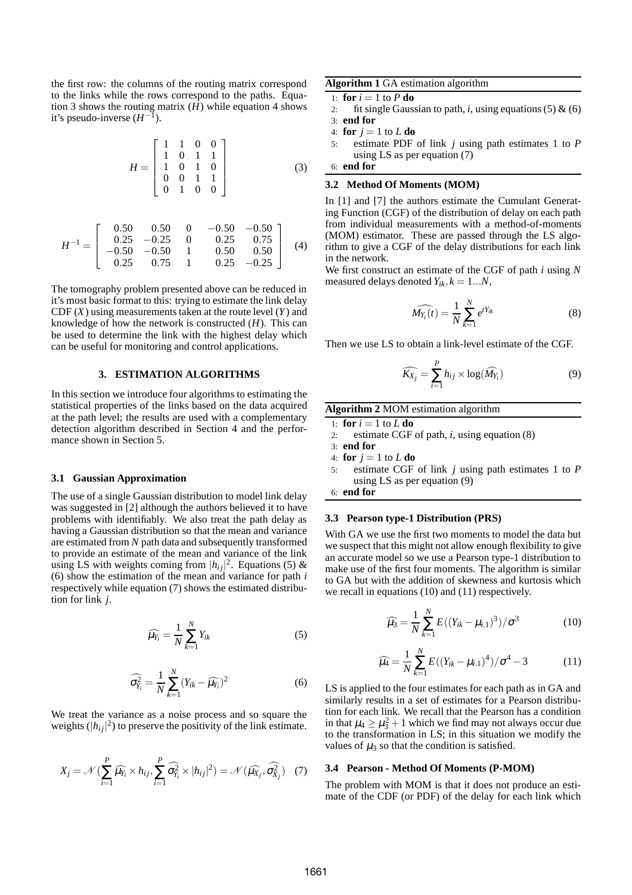the first row: the columns of the routing matrix correspond to the links while the rows correspond to the paths. Equation 3 shows the routing matrix ($H$) while equation 4 shows it's pseudo-inverse ($H^{-1}$).

$$H = \begin{bmatrix} 1 & 1 & 0 & 0 \\ 1 & 0 & 1 & 1 \\ 1 & 0 & 1 & 0 \\ 0 & 0 & 1 & 1 \\ 0 & 1 & 0 & 0 \end{bmatrix} \tag{3}$$

$$H^{-1} = \begin{bmatrix} 0.50 & 0.50 & 0 & -0.50 & -0.50 \\ 0.25 & -0.25 & 0 & 0.25 & 0.75 \\ -0.50 & -0.50 & 1 & 0.50 & 0.50 \\ 0.25 & 0.75 & 1 & 0.25 & -0.25 \end{bmatrix} \tag{4}$$

The tomography problem presented above can be reduced in it's most basic format to this: trying to estimate the link delay CDF ($X$) using measurements taken at the route level ($Y$) and knowledge of how the network is constructed ($H$). This can be used to determine the link with the highest delay which can be useful for monitoring and control applications.

## 3. ESTIMATION ALGORITHMS

In this section we introduce four algorithms to estimating the statistical properties of the links based on the data acquired at the path level; the results are used with a complementary detection algorithm described in Section 4 and the performance shown in Section 5.

### 3.1 Gaussian Approximation

The use of a single Gaussian distribution to model link delay was suggested in [2] although the authors believed it to have problems with identifiably. We also treat the path delay as having a Gaussian distribution so that the mean and variance are estimated from $N$ path data and subsequently transformed to provide an estimate of the mean and variance of the link using LS with weights coming from $|h_{ij}|^2$. Equations (5) & (6) show the estimation of the mean and variance for path $i$ respectively while equation (7) shows the estimated distribution for link $j$.

$$\widehat{\mu_{Y_i}} = \frac{1}{N}\sum_{k=1}^{N} Y_{ik} \tag{5}$$

$$\widehat{\sigma^2_{Y_i}} = \frac{1}{N}\sum_{k=1}^{N} (Y_{ik} - \widehat{\mu_{Y_i}})^2 \tag{6}$$

We treat the variance as a noise process and so square the weights ($|h_{ij}|^2$) to preserve the positivity of the link estimate.

$$X_j = \mathcal{N}\left(\sum_{i=1}^{P} \widehat{\mu_{Y_i}} \times h_{ij}, \sum_{i=1}^{P} \widehat{\sigma^2_{Y_i}} \times |h_{ij}|^2\right) = \mathcal{N}(\widehat{\mu_{X_j}}, \widehat{\sigma^2_{X_j}}) \tag{7}$$

**Algorithm 1** GA estimation algorithm

```
1: for i = 1 to P do
2:    fit single Gaussian to path, i, using equations (5) & (6)
3: end for
4: for j = 1 to L do
5:    estimate PDF of link j using path estimates 1 to P
      using LS as per equation (7)
6: end for
```

### 3.2 Method Of Moments (MOM)

In [1] and [7] the authors estimate the Cumulant Generating Function (CGF) of the distribution of delay on each path from individual measurements with a method-of-moments (MOM) estimator. These are passed through the LS algorithm to give a CGF of the delay distributions for each link in the network.

We first construct an estimate of the CGF of path $i$ using $N$ measured delays denoted $Y_{ik}, k = 1...N$,

$$\widehat{M_{Y_i}(t)} = \frac{1}{N}\sum_{k=1}^{N} e^{tY_{ik}} \tag{8}$$

Then we use LS to obtain a link-level estimate of the CGF.

$$\widehat{K_{X_j}} = \sum_{i=1}^{P} h_{ij} \times \log(\widehat{M_{Y_i}}) \tag{9}$$

**Algorithm 2** MOM estimation algorithm

```
1: for i = 1 to L do
2:    estimate CGF of path, i, using equation (8)
3: end for
4: for j = 1 to L do
5:    estimate CGF of link j using path estimates 1 to P
      using LS as per equation (9)
6: end for
```

### 3.3 Pearson type-1 Distribution (PRS)

With GA we use the first two moments to model the data but we suspect that this might not allow enough flexibility to give an accurate model so we use a Pearson type-1 distribution to make use of the first four moments. The algorithm is similar to GA but with the addition of skewness and kurtosis which we recall in equations (10) and (11) respectively.

$$\widehat{\mu_3} = \frac{1}{N}\sum_{k=1}^{N} E((Y_{ik} - \mu_{i,1})^3)/\sigma^3 \tag{10}$$

$$\widehat{\mu_4} = \frac{1}{N}\sum_{k=1}^{N} E((Y_{ik} - \mu_{i,1})^4)/\sigma^4 - 3 \tag{11}$$

LS is applied to the four estimates for each path as in GA and similarly results in a set of estimates for a Pearson distribution for each link. We recall that the Pearson has a condition in that $\mu_4 \geq \mu_3^2 + 1$ which we find may not always occur due to the transformation in LS; in this situation we modify the values of $\mu_3$ so that the condition is satisfied.

### 3.4 Pearson - Method Of Moments (P-MOM)

The problem with MOM is that it does not produce an estimate of the CDF (or PDF) of the delay for each link which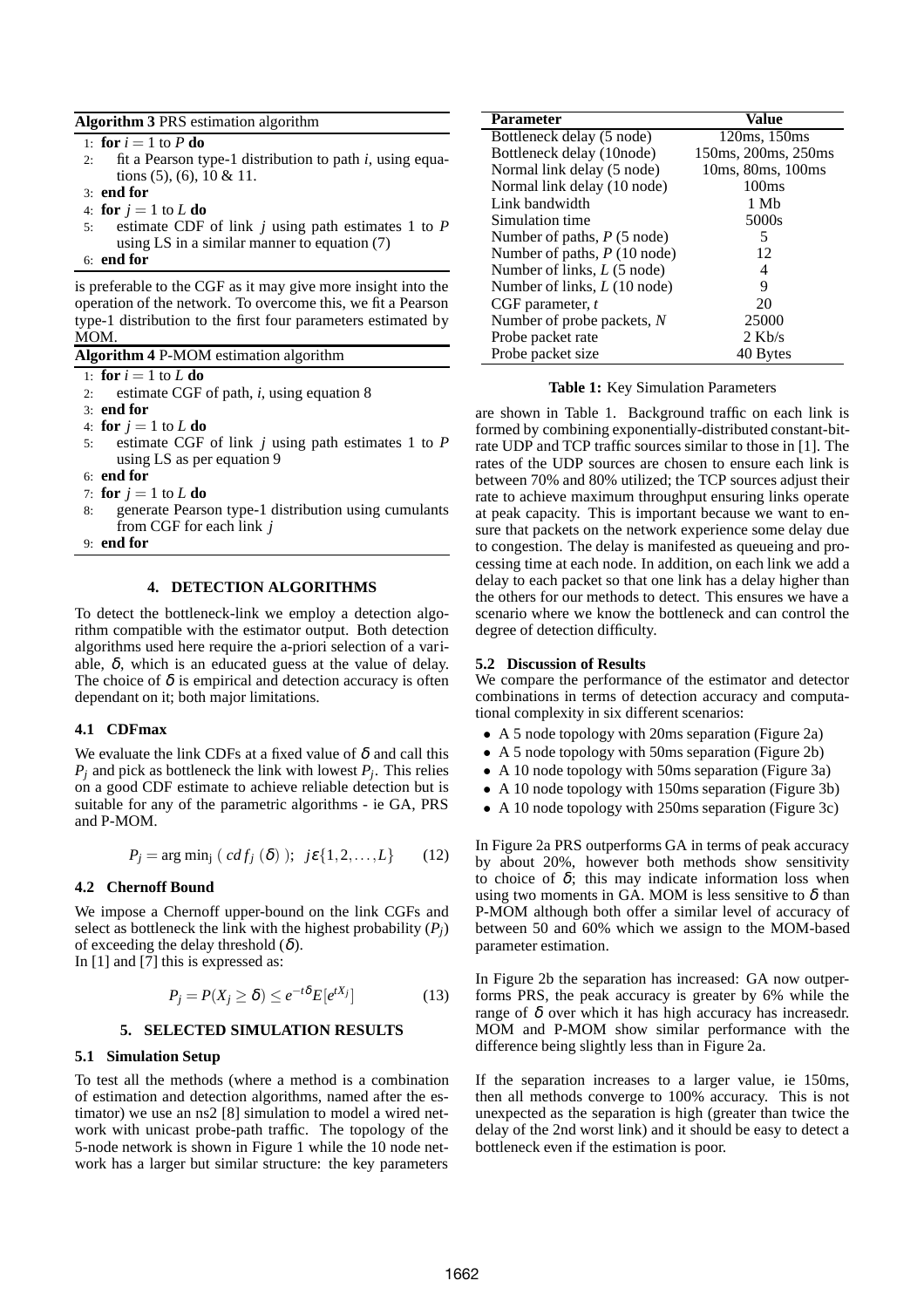**Algorithm 3** PRS estimation algorithm

1: **for** $i = 1$ to $P$ **do**
2: fit a Pearson type-1 distribution to path $i$, using equations (5), (6), 10 & 11.
3: **end for**
4: **for** $j = 1$ to $L$ **do**
5: estimate CDF of link $j$ using path estimates 1 to $P$ using LS in a similar manner to equation (7)
6: **end for**

is preferable to the CGF as it may give more insight into the operation of the network. To overcome this, we fit a Pearson type-1 distribution to the first four parameters estimated by MOM.

**Algorithm 4** P-MOM estimation algorithm

1: **for** $i = 1$ to $L$ **do**
2: estimate CGF of path, $i$, using equation 8
3: **end for**
4: **for** $j = 1$ to $L$ **do**
5: estimate CGF of link $j$ using path estimates 1 to $P$ using LS as per equation 9
6: **end for**
7: **for** $j = 1$ to $L$ **do**
8: generate Pearson type-1 distribution using cumulants from CGF for each link $j$
9: **end for**

## 4. DETECTION ALGORITHMS

To detect the bottleneck-link we employ a detection algorithm compatible with the estimator output. Both detection algorithms used here require the a-priori selection of a variable, $\delta$, which is an educated guess at the value of delay. The choice of $\delta$ is empirical and detection accuracy is often dependant on it; both major limitations.

### 4.1 CDFmax

We evaluate the link CDFs at a fixed value of $\delta$ and call this $P_j$ and pick as bottleneck the link with lowest $P_j$. This relies on a good CDF estimate to achieve reliable detection but is suitable for any of the parametric algorithms - ie GA, PRS and P-MOM.

$$P_j = \arg\min_j \left( cdf_j\,(\delta) \right); \;\; j\epsilon\{1,2,\ldots,L\} \qquad (12)$$

### 4.2 Chernoff Bound

We impose a Chernoff upper-bound on the link CGFs and select as bottleneck the link with the highest probability ($P_j$) of exceeding the delay threshold ($\delta$).
In [1] and [7] this is expressed as:

$$P_j = P(X_j \geq \delta) \leq e^{-t\delta}E[e^{tX_j}] \qquad (13)$$

## 5. SELECTED SIMULATION RESULTS

### 5.1 Simulation Setup

To test all the methods (where a method is a combination of estimation and detection algorithms, named after the estimator) we use an ns2 [8] simulation to model a wired network with unicast probe-path traffic. The topology of the 5-node network is shown in Figure 1 while the 10 node network has a larger but similar structure: the key parameters are shown in Table 1. Background traffic on each link is formed by combining exponentially-distributed constant-bit-rate UDP and TCP traffic sources similar to those in [1]. The rates of the UDP sources are chosen to ensure each link is between 70% and 80% utilized; the TCP sources adjust their rate to achieve maximum throughput ensuring links operate at peak capacity. This is important because we want to ensure that packets on the network experience some delay due to congestion. The delay is manifested as queueing and processing time at each node. In addition, on each link we add a delay to each packet so that one link has a delay higher than the others for our methods to detect. This ensures we have a scenario where we know the bottleneck and can control the degree of detection difficulty.

| Parameter | Value |
|---|---|
| Bottleneck delay (5 node) | 120ms, 150ms |
| Bottleneck delay (10node) | 150ms, 200ms, 250ms |
| Normal link delay (5 node) | 10ms, 80ms, 100ms |
| Normal link delay (10 node) | 100ms |
| Link bandwidth | 1 Mb |
| Simulation time | 5000s |
| Number of paths, $P$ (5 node) | 5 |
| Number of paths, $P$ (10 node) | 12 |
| Number of links, $L$ (5 node) | 4 |
| Number of links, $L$ (10 node) | 9 |
| CGF parameter, $t$ | 20 |
| Number of probe packets, $N$ | 25000 |
| Probe packet rate | 2 Kb/s |
| Probe packet size | 40 Bytes |

**Table 1:** Key Simulation Parameters

### 5.2 Discussion of Results

We compare the performance of the estimator and detector combinations in terms of detection accuracy and computational complexity in six different scenarios:

- A 5 node topology with 20ms separation (Figure 2a)
- A 5 node topology with 50ms separation (Figure 2b)
- A 10 node topology with 50ms separation (Figure 3a)
- A 10 node topology with 150ms separation (Figure 3b)
- A 10 node topology with 250ms separation (Figure 3c)

In Figure 2a PRS outperforms GA in terms of peak accuracy by about 20%, however both methods show sensitivity to choice of $\delta$; this may indicate information loss when using two moments in GA. MOM is less sensitive to $\delta$ than P-MOM although both offer a similar level of accuracy of between 50 and 60% which we assign to the MOM-based parameter estimation.

In Figure 2b the separation has increased: GA now outperforms PRS, the peak accuracy is greater by 6% while the range of $\delta$ over which it has high accuracy has increasedr. MOM and P-MOM show similar performance with the difference being slightly less than in Figure 2a.

If the separation increases to a larger value, ie 150ms, then all methods converge to 100% accuracy. This is not unexpected as the separation is high (greater than twice the delay of the 2nd worst link) and it should be easy to detect a bottleneck even if the estimation is poor.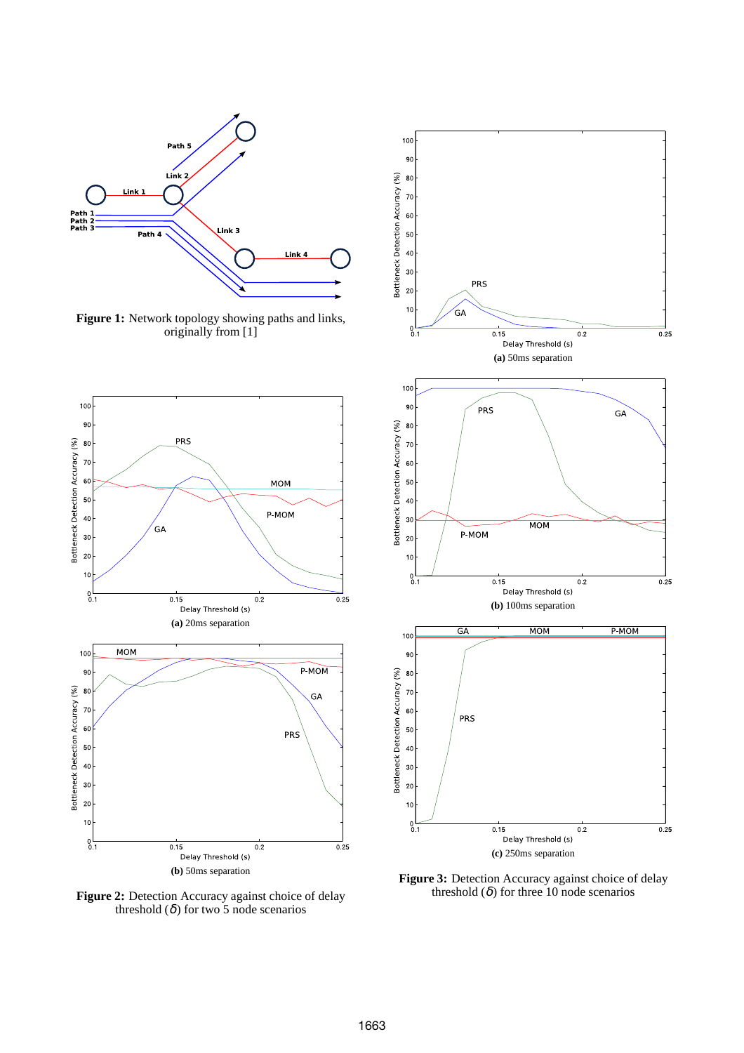**Figure 1:** Network topology showing paths and links, originally from [1]

**(a)** 50ms separation

**(a)** 20ms separation

**(b)** 100ms separation

**(b)** 50ms separation

**(c)** 250ms separation

**Figure 2:** Detection Accuracy against choice of delay threshold ($\delta$) for two 5 node scenarios

**Figure 3:** Detection Accuracy against choice of delay threshold ($\delta$) for three 10 node scenarios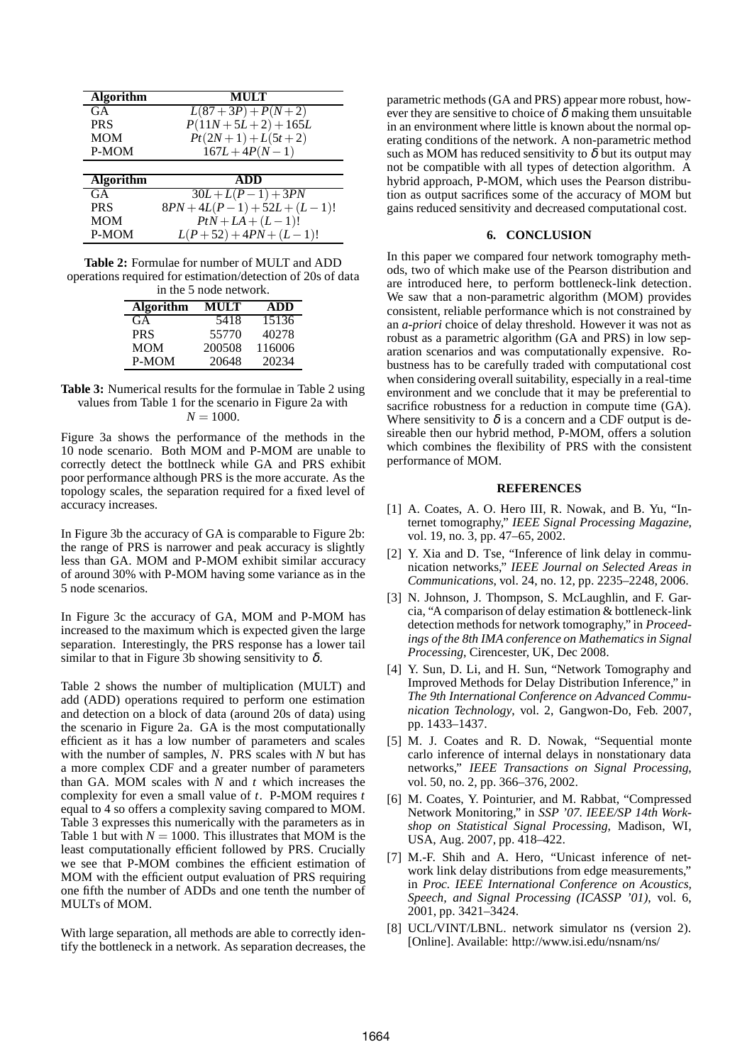| Algorithm | MULT |
| --- | --- |
| GA | $L(87+3P)+P(N+2)$ |
| PRS | $P(11N+5L+2)+165L$ |
| MOM | $Pt(2N+1)+L(5t+2)$ |
| P-MOM | $167L+4P(N-1)$ |

| Algorithm | ADD |
| --- | --- |
| GA | $30L+L(P-1)+3PN$ |
| PRS | $8PN+4L(P-1)+52L+(L-1)!$ |
| MOM | $PtN+LA+(L-1)!$ |
| P-MOM | $L(P+52)+4PN+(L-1)!$ |

**Table 2:** Formulae for number of MULT and ADD operations required for estimation/detection of 20s of data in the 5 node network.

| Algorithm | MULT | ADD |
| --- | --- | --- |
| GA | 5418 | 15136 |
| PRS | 55770 | 40278 |
| MOM | 200508 | 116006 |
| P-MOM | 20648 | 20234 |

**Table 3:** Numerical results for the formulae in Table 2 using values from Table 1 for the scenario in Figure 2a with $N = 1000$.

Figure 3a shows the performance of the methods in the 10 node scenario. Both MOM and P-MOM are unable to correctly detect the bottlneck while GA and PRS exhibit poor performance although PRS is the more accurate. As the topology scales, the separation required for a fixed level of accuracy increases.

In Figure 3b the accuracy of GA is comparable to Figure 2b: the range of PRS is narrower and peak accuracy is slightly less than GA. MOM and P-MOM exhibit similar accuracy of around 30% with P-MOM having some variance as in the 5 node scenarios.

In Figure 3c the accuracy of GA, MOM and P-MOM has increased to the maximum which is expected given the large separation. Interestingly, the PRS response has a lower tail similar to that in Figure 3b showing sensitivity to $\delta$.

Table 2 shows the number of multiplication (MULT) and add (ADD) operations required to perform one estimation and detection on a block of data (around 20s of data) using the scenario in Figure 2a. GA is the most computationally efficient as it has a low number of parameters and scales with the number of samples, $N$. PRS scales with $N$ but has a more complex CDF and a greater number of parameters than GA. MOM scales with $N$ and $t$ which increases the complexity for even a small value of $t$. P-MOM requires $t$ equal to 4 so offers a complexity saving compared to MOM. Table 3 expresses this numerically with the parameters as in Table 1 but with $N = 1000$. This illustrates that MOM is the least computationally efficient followed by PRS. Crucially we see that P-MOM combines the efficient estimation of MOM with the efficient output evaluation of PRS requiring one fifth the number of ADDs and one tenth the number of MULTs of MOM.

With large separation, all methods are able to correctly identify the bottleneck in a network. As separation decreases, the parametric methods (GA and PRS) appear more robust, however they are sensitive to choice of $\delta$ making them unsuitable in an environment where little is known about the normal operating conditions of the network. A non-parametric method such as MOM has reduced sensitivity to $\delta$ but its output may not be compatible with all types of detection algorithm. A hybrid approach, P-MOM, which uses the Pearson distribution as output sacrifices some of the accuracy of MOM but gains reduced sensitivity and decreased computational cost.

## 6. CONCLUSION

In this paper we compared four network tomography methods, two of which make use of the Pearson distribution and are introduced here, to perform bottleneck-link detection. We saw that a non-parametric algorithm (MOM) provides consistent, reliable performance which is not constrained by an *a-priori* choice of delay threshold. However it was not as robust as a parametric algorithm (GA and PRS) in low separation scenarios and was computationally expensive. Robustness has to be carefully traded with computational cost when considering overall suitability, especially in a real-time environment and we conclude that it may be preferential to sacrifice robustness for a reduction in compute time (GA). Where sensitivity to $\delta$ is a concern and a CDF output is desireable then our hybrid method, P-MOM, offers a solution which combines the flexibility of PRS with the consistent performance of MOM.

## REFERENCES

[1] A. Coates, A. O. Hero III, R. Nowak, and B. Yu, "Internet tomography," *IEEE Signal Processing Magazine*, vol. 19, no. 3, pp. 47–65, 2002.

[2] Y. Xia and D. Tse, "Inference of link delay in communication networks," *IEEE Journal on Selected Areas in Communications*, vol. 24, no. 12, pp. 2235–2248, 2006.

[3] N. Johnson, J. Thompson, S. McLaughlin, and F. Garcia, "A comparison of delay estimation & bottleneck-link detection methods for network tomography," in *Proceedings of the 8th IMA conference on Mathematics in Signal Processing*, Cirencester, UK, Dec 2008.

[4] Y. Sun, D. Li, and H. Sun, "Network Tomography and Improved Methods for Delay Distribution Inference," in *The 9th International Conference on Advanced Communication Technology*, vol. 2, Gangwon-Do, Feb. 2007, pp. 1433–1437.

[5] M. J. Coates and R. D. Nowak, "Sequential monte carlo inference of internal delays in nonstationary data networks," *IEEE Transactions on Signal Processing*, vol. 50, no. 2, pp. 366–376, 2002.

[6] M. Coates, Y. Pointurier, and M. Rabbat, "Compressed Network Monitoring," in *SSP '07. IEEE/SP 14th Workshop on Statistical Signal Processing*, Madison, WI, USA, Aug. 2007, pp. 418–422.

[7] M.-F. Shih and A. Hero, "Unicast inference of network link delay distributions from edge measurements," in *Proc. IEEE International Conference on Acoustics, Speech, and Signal Processing (ICASSP '01)*, vol. 6, 2001, pp. 3421–3424.

[8] UCL/VINT/LBNL. network simulator ns (version 2). [Online]. Available: http://www.isi.edu/nsnam/ns/